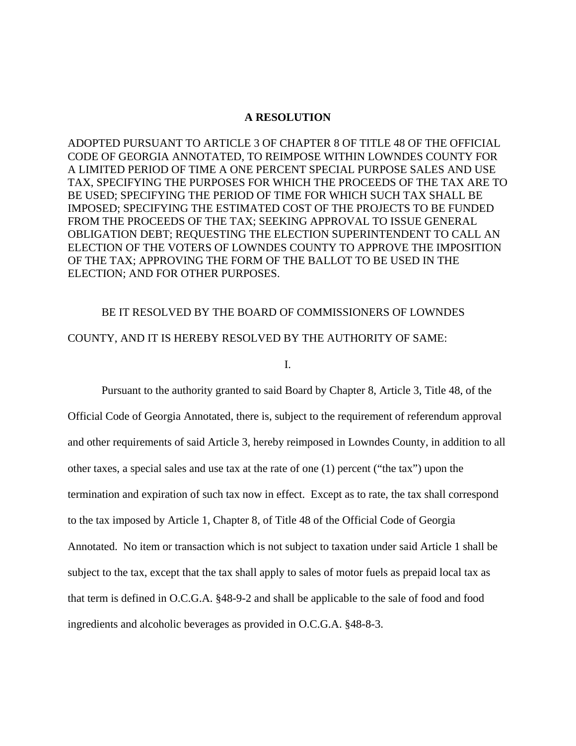# A RESOLUTION

ADOPTED PURSUANT TO ARTICLE 3 OF CHAPTER 8 OF TITLE 48 OF THE OFFICIAL CODE OF GEORGIA ANNOTATED, TO REIMPOSE WITHIN LOWNDES COUNTY FOR A LIMITED PERIOD OF TIME A ONE PERCENT SPECIAL PURPOSE SALES AND USE TAX, SPECIFYING THE PURPOSES FOR WHICH THE PROCEEDS OF THE TAX ARE TO BE USED; SPECIFYING THE PERIOD OF TIME FOR WHICH SUCH TAX SHALL BE IMPOSED; SPECIFYING THE ESTIMATED COST OF THE PROJECTS TO BE FUNDED FROM THE PROCEEDS OF THE TAX; SEEKING APPROVAL TO ISSUE GENERAL OBLIGATION DEBT; REQUESTING THE ELECTION SUPERINTENDENT TO CALL AN ELECTION OF THE VOTERS OF LOWNDES COUNTY TO APPROVE THE IMPOSITION OF THE TAX; APPROVING THE FORM OF THE BALLOT TO BE USED IN THE ELECTION; AND FOR OTHER PURPOSES.

BE IT RESOLVED BY THE BOARD OF COMMISSIONERS OF LOWNDES COUNTY, AND IT IS HEREBY RESOLVED BY THE AUTHORITY OF SAME:

I.

Pursuant to the authority granted to said Board by Chapter 8, Article 3, Title 48, of the Official Code of Georgia Annotated, there is, subject to the requirement of referendum approval and other requirements of said Article 3, hereby reimposed in Lowndes County, in addition to all other taxes, a special sales and use tax at the rate of one (1) percent ("the tax") upon the termination and expiration of such tax now in effect. Except as to rate, the tax shall correspond to the tax imposed by Article 1, Chapter 8, of Title 48 of the Official Code of Georgia Annotated. No item or transaction which is not subject to taxation under said Article 1 shall be subject to the tax, except that the tax shall apply to sales of motor fuels as prepaid local tax as that term is defined in O.C.G.A. §48-9-2 and shall be applicable to the sale of food and food ingredients and alcoholic beverages as provided in O.C.G.A. §48-8-3.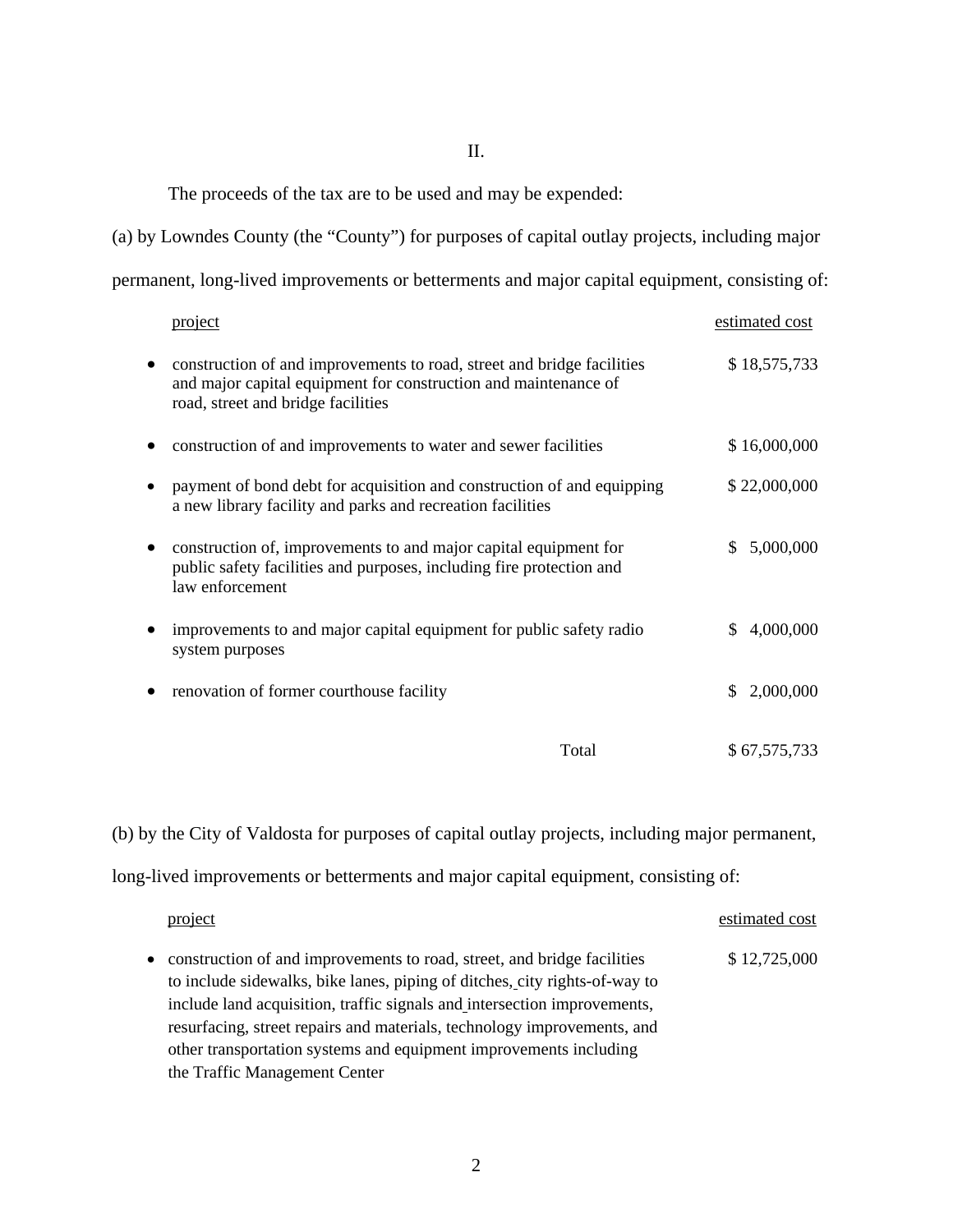II.

The proceeds of the tax are to be used and may be expended:

(a) by Lowndes County (the "County") for purposes of capital outlay projects, including major permanent, long-lived improvements or betterments and major capital equipment, consisting of:

| project | estimated cost |
| --- | --- |
| • construction of and improvements to road, street and bridge facilities and major capital equipment for construction and maintenance of road, street and bridge facilities | $ 18,575,733 |
| • construction of and improvements to water and sewer facilities | $ 16,000,000 |
| • payment of bond debt for acquisition and construction of and equipping a new library facility and parks and recreation facilities | $ 22,000,000 |
| • construction of, improvements to and major capital equipment for public safety facilities and purposes, including fire protection and law enforcement | $ 5,000,000 |
| • improvements to and major capital equipment for public safety radio system purposes | $ 4,000,000 |
| • renovation of former courthouse facility | $ 2,000,000 |
| Total | $ 67,575,733 |

(b) by the City of Valdosta for purposes of capital outlay projects, including major permanent, long-lived improvements or betterments and major capital equipment, consisting of:

| project | estimated cost |
| --- | --- |
| • construction of and improvements to road, street, and bridge facilities to include sidewalks, bike lanes, piping of ditches, city rights-of-way to include land acquisition, traffic signals and intersection improvements, resurfacing, street repairs and materials, technology improvements, and other transportation systems and equipment improvements including the Traffic Management Center | $ 12,725,000 |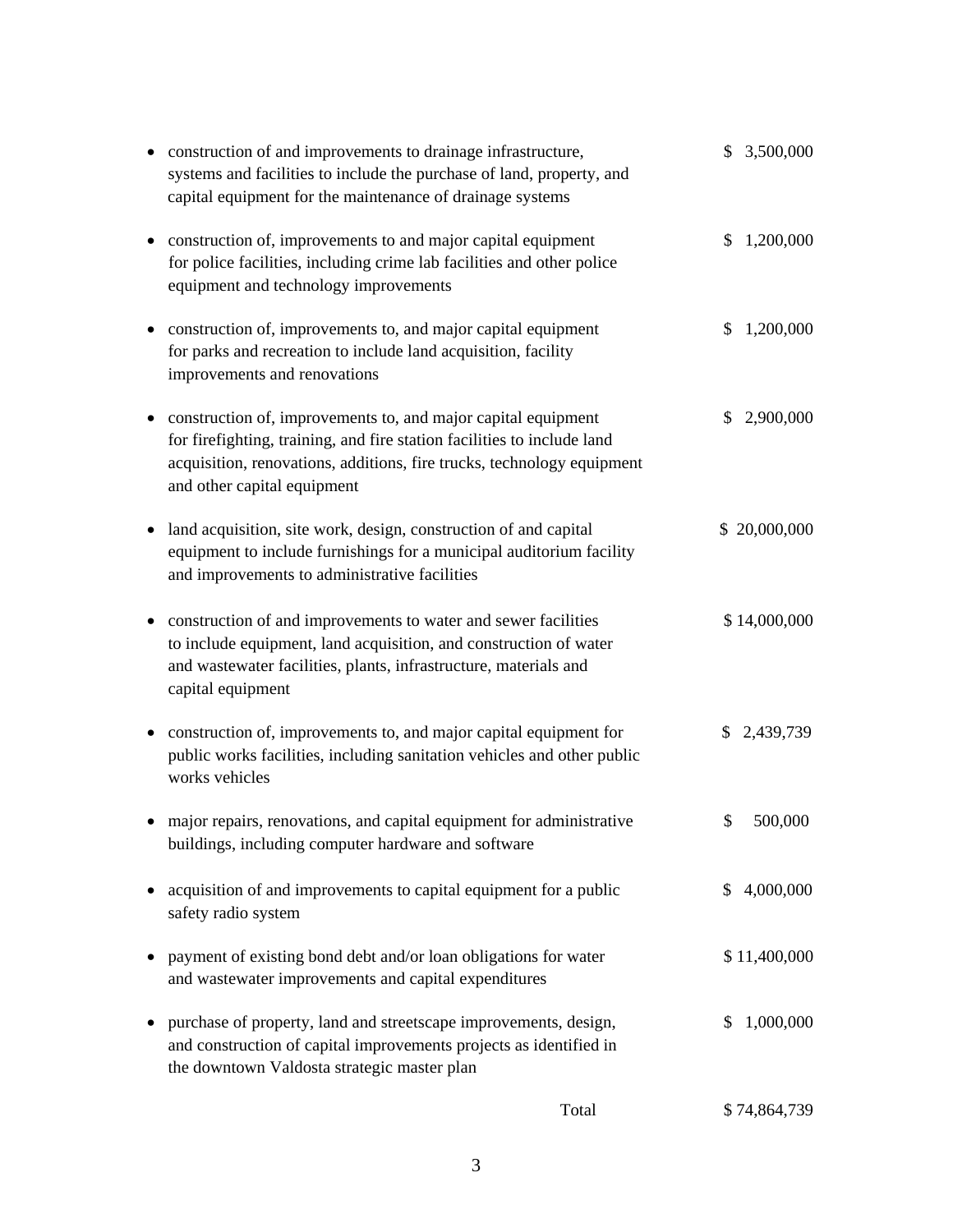- construction of and improvements to drainage infrastructure, systems and facilities to include the purchase of land, property, and capital equipment for the maintenance of drainage systems — $ 3,500,000

- construction of, improvements to and major capital equipment for police facilities, including crime lab facilities and other police equipment and technology improvements — $ 1,200,000

- construction of, improvements to, and major capital equipment for parks and recreation to include land acquisition, facility improvements and renovations — $ 1,200,000

- construction of, improvements to, and major capital equipment for firefighting, training, and fire station facilities to include land acquisition, renovations, additions, fire trucks, technology equipment and other capital equipment — $ 2,900,000

- land acquisition, site work, design, construction of and capital equipment to include furnishings for a municipal auditorium facility and improvements to administrative facilities — $ 20,000,000

- construction of and improvements to water and sewer facilities to include equipment, land acquisition, and construction of water and wastewater facilities, plants, infrastructure, materials and capital equipment — $ 14,000,000

- construction of, improvements to, and major capital equipment for public works facilities, including sanitation vehicles and other public works vehicles — $ 2,439,739

- major repairs, renovations, and capital equipment for administrative buildings, including computer hardware and software — $ 500,000

- acquisition of and improvements to capital equipment for a public safety radio system — $ 4,000,000

- payment of existing bond debt and/or loan obligations for water and wastewater improvements and capital expenditures — $ 11,400,000

- purchase of property, land and streetscape improvements, design, and construction of capital improvements projects as identified in the downtown Valdosta strategic master plan — $ 1,000,000

Total — $ 74,864,739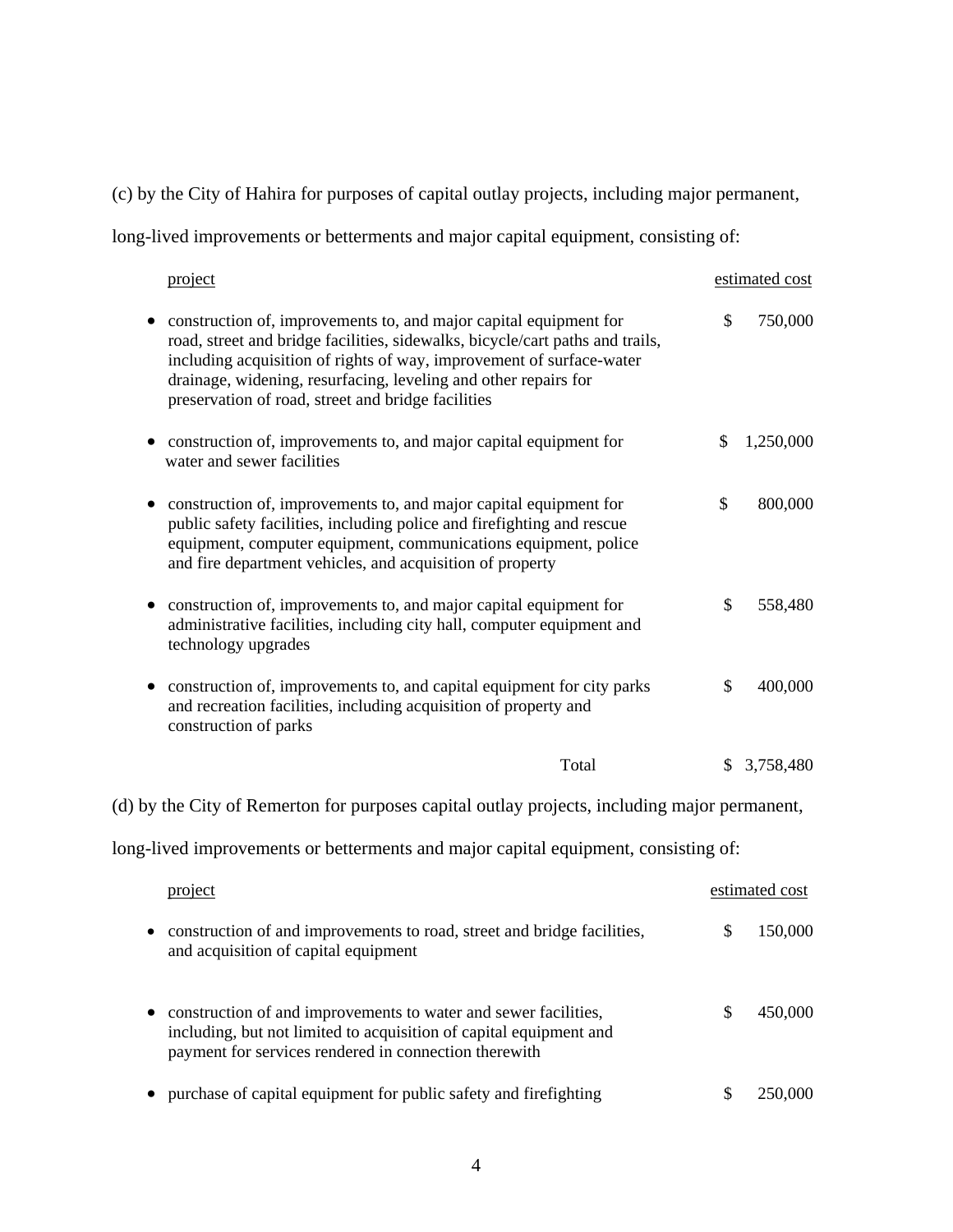(c) by the City of Hahira for purposes of capital outlay projects, including major permanent, long-lived improvements or betterments and major capital equipment, consisting of:

| project | estimated cost |
|---|---|
| • construction of, improvements to, and major capital equipment for road, street and bridge facilities, sidewalks, bicycle/cart paths and trails, including acquisition of rights of way, improvement of surface-water drainage, widening, resurfacing, leveling and other repairs for preservation of road, street and bridge facilities | $ 750,000 |
| • construction of, improvements to, and major capital equipment for water and sewer facilities | $ 1,250,000 |
| • construction of, improvements to, and major capital equipment for public safety facilities, including police and firefighting and rescue equipment, computer equipment, communications equipment, police and fire department vehicles, and acquisition of property | $ 800,000 |
| • construction of, improvements to, and major capital equipment for administrative facilities, including city hall, computer equipment and technology upgrades | $ 558,480 |
| • construction of, improvements to, and capital equipment for city parks and recreation facilities, including acquisition of property and construction of parks | $ 400,000 |
| Total | $ 3,758,480 |

(d) by the City of Remerton for purposes capital outlay projects, including major permanent, long-lived improvements or betterments and major capital equipment, consisting of:

| project | estimated cost |
|---|---|
| • construction of and improvements to road, street and bridge facilities, and acquisition of capital equipment | $ 150,000 |
| • construction of and improvements to water and sewer facilities, including, but not limited to acquisition of capital equipment and payment for services rendered in connection therewith | $ 450,000 |
| • purchase of capital equipment for public safety and firefighting | $ 250,000 |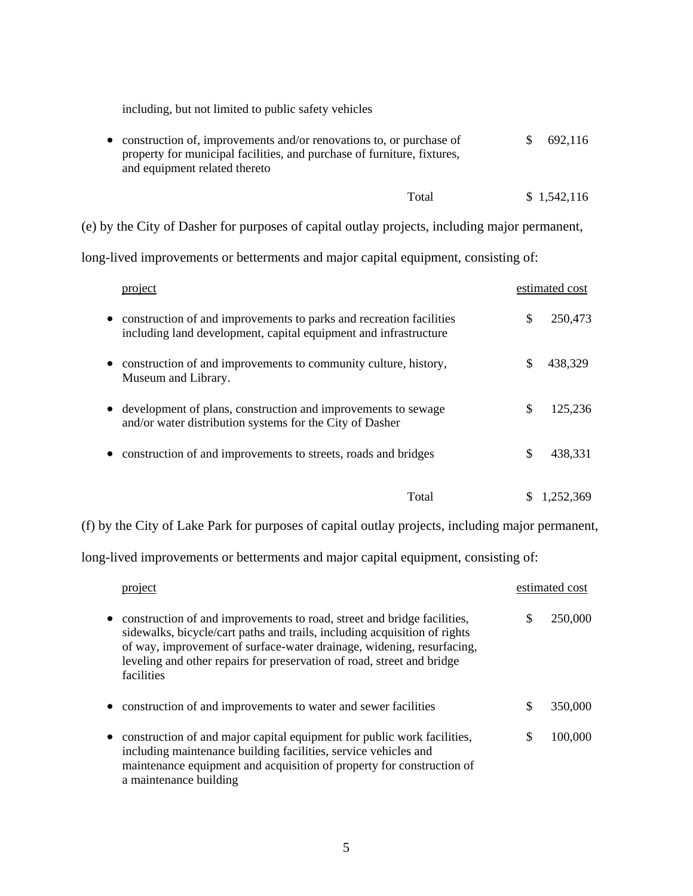including, but not limited to public safety vehicles

| | |
|---|---|
| • construction of, improvements and/or renovations to, or purchase of property for municipal facilities, and purchase of furniture, fixtures, and equipment related thereto | $ 692,116 |
| Total | $ 1,542,116 |

(e) by the City of Dasher for purposes of capital outlay projects, including major permanent, long-lived improvements or betterments and major capital equipment, consisting of:

| project | estimated cost |
|---|---|
| • construction of and improvements to parks and recreation facilities including land development, capital equipment and infrastructure | $ 250,473 |
| • construction of and improvements to community culture, history, Museum and Library. | $ 438,329 |
| • development of plans, construction and improvements to sewage and/or water distribution systems for the City of Dasher | $ 125,236 |
| • construction of and improvements to streets, roads and bridges | $ 438,331 |
| Total | $ 1,252,369 |

(f) by the City of Lake Park for purposes of capital outlay projects, including major permanent, long-lived improvements or betterments and major capital equipment, consisting of:

| project | estimated cost |
|---|---|
| • construction of and improvements to road, street and bridge facilities, sidewalks, bicycle/cart paths and trails, including acquisition of rights of way, improvement of surface-water drainage, widening, resurfacing, leveling and other repairs for preservation of road, street and bridge facilities | $ 250,000 |
| • construction of and improvements to water and sewer facilities | $ 350,000 |
| • construction of and major capital equipment for public work facilities, including maintenance building facilities, service vehicles and maintenance equipment and acquisition of property for construction of a maintenance building | $ 100,000 |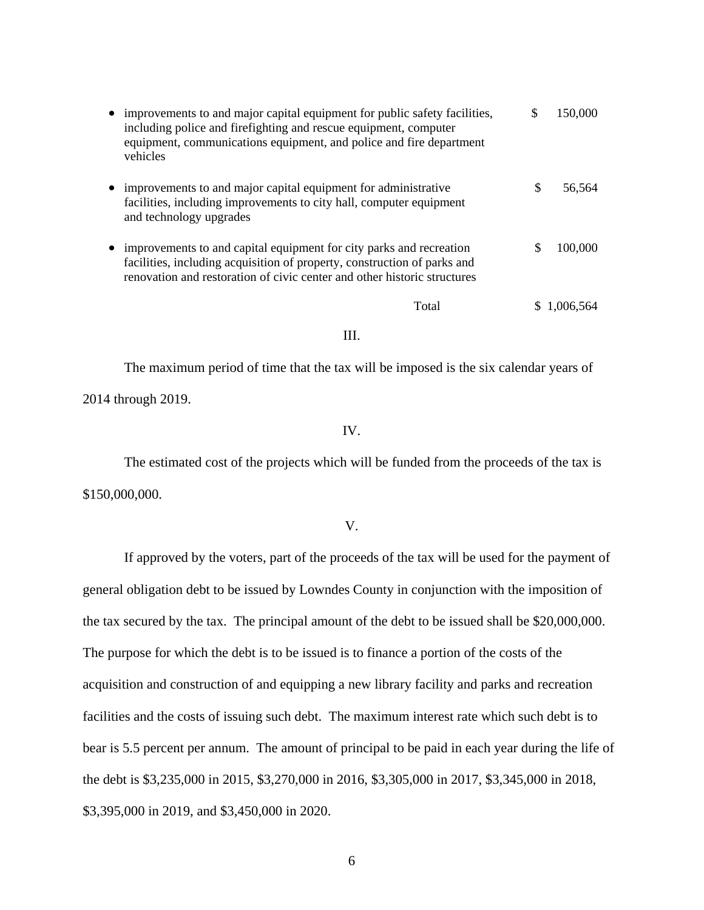| | |
|---|---|
| • improvements to and major capital equipment for public safety facilities, including police and firefighting and rescue equipment, computer equipment, communications equipment, and police and fire department vehicles | $ 150,000 |
| • improvements to and major capital equipment for administrative facilities, including improvements to city hall, computer equipment and technology upgrades | $ 56,564 |
| • improvements to and capital equipment for city parks and recreation facilities, including acquisition of property, construction of parks and renovation and restoration of civic center and other historic structures | $ 100,000 |
| Total | $ 1,006,564 |

III.

The maximum period of time that the tax will be imposed is the six calendar years of 2014 through 2019.

IV.

The estimated cost of the projects which will be funded from the proceeds of the tax is $150,000,000.

V.

If approved by the voters, part of the proceeds of the tax will be used for the payment of general obligation debt to be issued by Lowndes County in conjunction with the imposition of the tax secured by the tax. The principal amount of the debt to be issued shall be $20,000,000. The purpose for which the debt is to be issued is to finance a portion of the costs of the acquisition and construction of and equipping a new library facility and parks and recreation facilities and the costs of issuing such debt. The maximum interest rate which such debt is to bear is 5.5 percent per annum. The amount of principal to be paid in each year during the life of the debt is $3,235,000 in 2015, $3,270,000 in 2016, $3,305,000 in 2017, $3,345,000 in 2018, $3,395,000 in 2019, and $3,450,000 in 2020.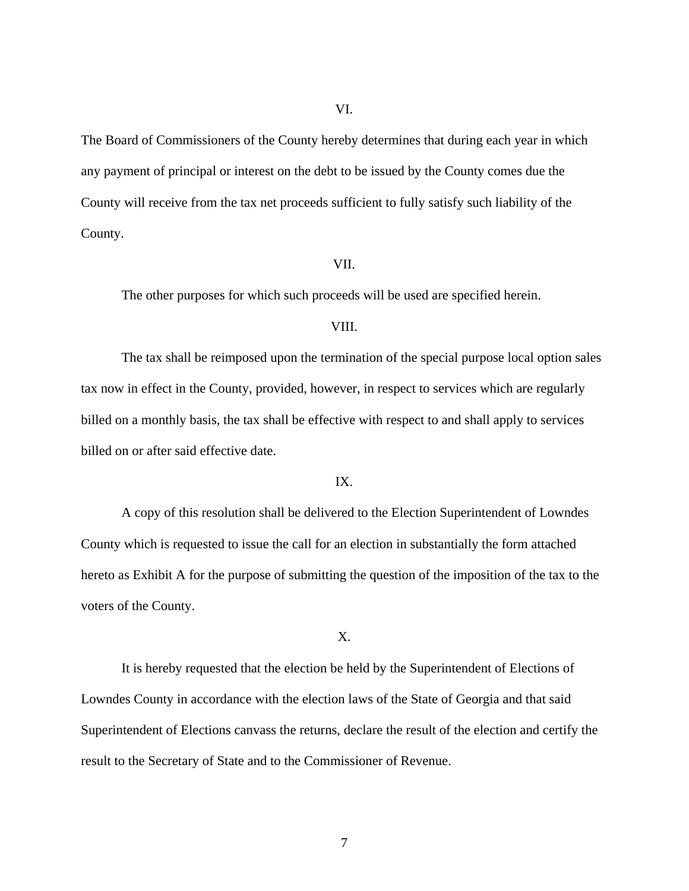VI.

The Board of Commissioners of the County hereby determines that during each year in which any payment of principal or interest on the debt to be issued by the County comes due the County will receive from the tax net proceeds sufficient to fully satisfy such liability of the County.

VII.

The other purposes for which such proceeds will be used are specified herein.

VIII.

The tax shall be reimposed upon the termination of the special purpose local option sales tax now in effect in the County, provided, however, in respect to services which are regularly billed on a monthly basis, the tax shall be effective with respect to and shall apply to services billed on or after said effective date.

IX.

A copy of this resolution shall be delivered to the Election Superintendent of Lowndes County which is requested to issue the call for an election in substantially the form attached hereto as Exhibit A for the purpose of submitting the question of the imposition of the tax to the voters of the County.

X.

It is hereby requested that the election be held by the Superintendent of Elections of Lowndes County in accordance with the election laws of the State of Georgia and that said Superintendent of Elections canvass the returns, declare the result of the election and certify the result to the Secretary of State and to the Commissioner of Revenue.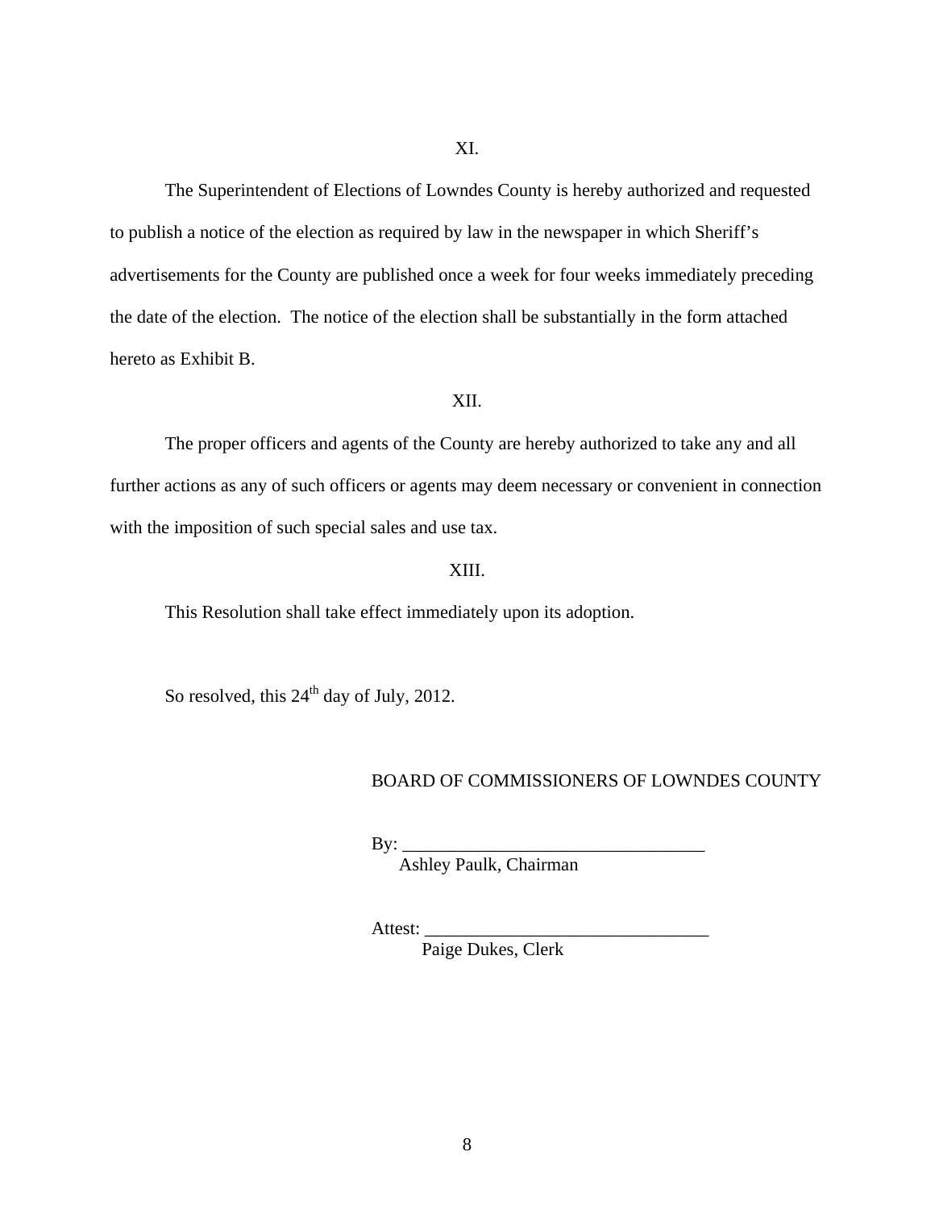XI.

The Superintendent of Elections of Lowndes County is hereby authorized and requested to publish a notice of the election as required by law in the newspaper in which Sheriff's advertisements for the County are published once a week for four weeks immediately preceding the date of the election. The notice of the election shall be substantially in the form attached hereto as Exhibit B.

XII.

The proper officers and agents of the County are hereby authorized to take any and all further actions as any of such officers or agents may deem necessary or convenient in connection with the imposition of such special sales and use tax.

XIII.

This Resolution shall take effect immediately upon its adoption.

So resolved, this 24th day of July, 2012.

BOARD OF COMMISSIONERS OF LOWNDES COUNTY

By: _________________________________
Ashley Paulk, Chairman

Attest: _______________________________
Paige Dukes, Clerk